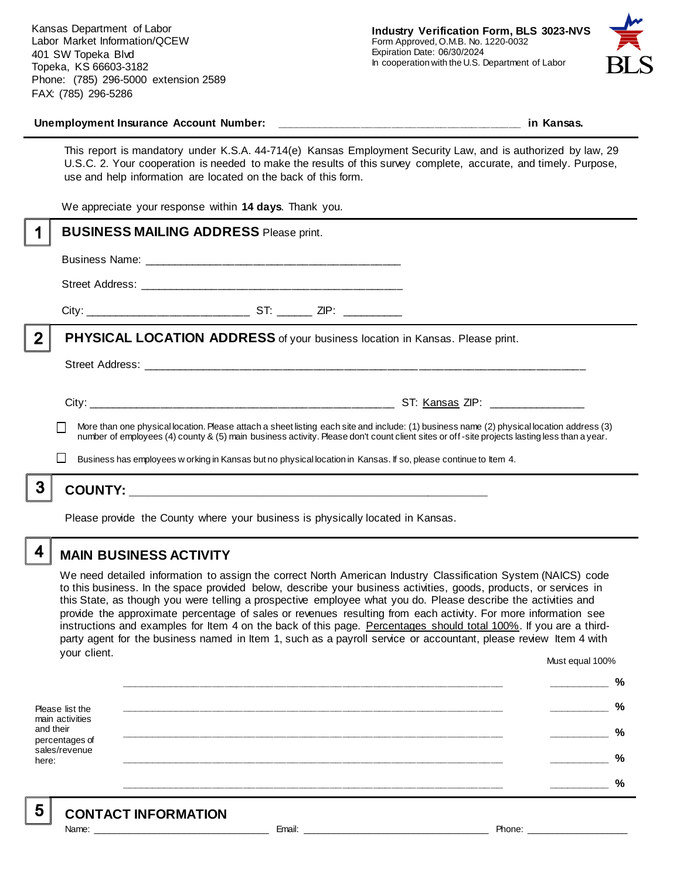Kansas Department of Labor
Labor Market Information/QCEW
401 SW Topeka Blvd
Topeka, KS 66603-3182
Phone: (785) 296-5000 extension 2589
FAX: (785) 296-5286

**Industry Verification Form, BLS 3023-NVS**
Form Approved, O.M.B. No. 1220-0032
Expiration Date: 06/30/2024
In cooperation with the U.S. Department of Labor

**Unemployment Insurance Account Number:** ______________________________________ **in Kansas.**

This report is mandatory under K.S.A. 44-714(e) Kansas Employment Security Law, and is authorized by law, 29 U.S.C. 2. Your cooperation is needed to make the results of this survey complete, accurate, and timely. Purpose, use and help information are located on the back of this form.

We appreciate your response within **14 days**. Thank you.

## 1 BUSINESS MAILING ADDRESS
Please print.

Business Name: ________________________________________

Street Address: ________________________________________

City: __________________________ ST: ______ ZIP: __________

## 2 PHYSICAL LOCATION ADDRESS
of your business location in Kansas. Please print.

Street Address: ______________________________________________________________________

City: ________________________________________________ ST: Kansas ZIP: _______________

☐ More than one physical location. Please attach a sheet listing each site and include: (1) business name (2) physical location address (3) number of employees (4) county & (5) main business activity. Please don't count client sites or off-site projects lasting less than a year.

☐ Business has employees working in Kansas but no physical location in Kansas. If so, please continue to Item 4.

## 3 COUNTY: ____________________________________________________

Please provide the County where your business is physically located in Kansas.

## 4 MAIN BUSINESS ACTIVITY

We need detailed information to assign the correct North American Industry Classification System (NAICS) code to this business. In the space provided below, describe your business activities, goods, products, or services in this State, as though you were telling a prospective employee what you do. Please describe the activities and provide the approximate percentage of sales or revenues resulting from each activity. For more information see instructions and examples for Item 4 on the back of this page. Percentages should total 100%. If you are a third-party agent for the business named in Item 1, such as a payroll service or accountant, please review Item 4 with your client.

Please list the main activities and their percentages of sales/revenue here:

| Activity | Must equal 100% |
|---|---|
| ____________________________________________ | __________ % |
| ____________________________________________ | __________ % |
| ____________________________________________ | __________ % |
| ____________________________________________ | __________ % |
| ____________________________________________ | __________ % |

## 5 CONTACT INFORMATION

Name: ______________________________ Email: __________________________________ Phone: ___________________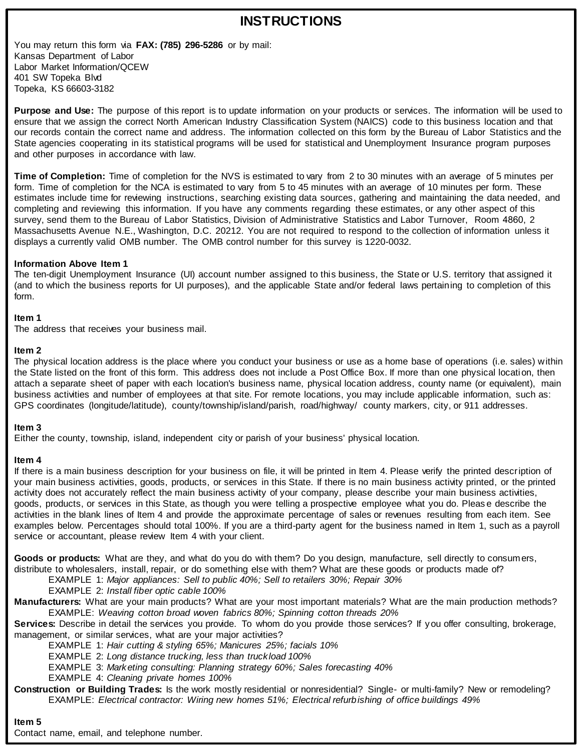# INSTRUCTIONS

You may return this form via **FAX: (785) 296-5286** or by mail:
Kansas Department of Labor
Labor Market Information/QCEW
401 SW Topeka Blvd
Topeka, KS 66603-3182

**Purpose and Use:** The purpose of this report is to update information on your products or services. The information will be used to ensure that we assign the correct North American Industry Classification System (NAICS) code to this business location and that our records contain the correct name and address. The information collected on this form by the Bureau of Labor Statistics and the State agencies cooperating in its statistical programs will be used for statistical and Unemployment Insurance program purposes and other purposes in accordance with law.

**Time of Completion:** Time of completion for the NVS is estimated to vary from 2 to 30 minutes with an average of 5 minutes per form. Time of completion for the NCA is estimated to vary from 5 to 45 minutes with an average of 10 minutes per form. These estimates include time for reviewing instructions, searching existing data sources, gathering and maintaining the data needed, and completing and reviewing this information. If you have any comments regarding these estimates, or any other aspect of this survey, send them to the Bureau of Labor Statistics, Division of Administrative Statistics and Labor Turnover, Room 4860, 2 Massachusetts Avenue N.E., Washington, D.C. 20212. You are not required to respond to the collection of information unless it displays a currently valid OMB number. The OMB control number for this survey is 1220-0032.

**Information Above Item 1**
The ten-digit Unemployment Insurance (UI) account number assigned to this business, the State or U.S. territory that assigned it (and to which the business reports for UI purposes), and the applicable State and/or federal laws pertaining to completion of this form.

**Item 1**
The address that receives your business mail.

**Item 2**
The physical location address is the place where you conduct your business or use as a home base of operations (i.e. sales) within the State listed on the front of this form. This address does not include a Post Office Box. If more than one physical location, then attach a separate sheet of paper with each location's business name, physical location address, county name (or equivalent), main business activities and number of employees at that site. For remote locations, you may include applicable information, such as: GPS coordinates (longitude/latitude), county/township/island/parish, road/highway/ county markers, city, or 911 addresses.

**Item 3**
Either the county, township, island, independent city or parish of your business' physical location.

**Item 4**
If there is a main business description for your business on file, it will be printed in Item 4. Please verify the printed description of your main business activities, goods, products, or services in this State. If there is no main business activity printed, or the printed activity does not accurately reflect the main business activity of your company, please describe your main business activities, goods, products, or services in this State, as though you were telling a prospective employee what you do. Please describe the activities in the blank lines of Item 4 and provide the approximate percentage of sales or revenues resulting from each item. See examples below. Percentages should total 100%. If you are a third-party agent for the business named in Item 1, such as a payroll service or accountant, please review Item 4 with your client.

**Goods or products:** What are they, and what do you do with them? Do you design, manufacture, sell directly to consumers, distribute to wholesalers, install, repair, or do something else with them? What are these goods or products made of?
EXAMPLE 1: *Major appliances: Sell to public 40%; Sell to retailers 30%; Repair 30%*
EXAMPLE 2: *Install fiber optic cable 100%*

**Manufacturers:** What are your main products? What are your most important materials? What are the main production methods?
EXAMPLE: *Weaving cotton broad woven fabrics 80%; Spinning cotton threads 20%*

**Services:** Describe in detail the services you provide. To whom do you provide those services? If you offer consulting, brokerage, management, or similar services, what are your major activities?
EXAMPLE 1: *Hair cutting & styling 65%; Manicures 25%; facials 10%*
EXAMPLE 2: *Long distance trucking, less than truckload 100%*
EXAMPLE 3: *Marketing consulting: Planning strategy 60%; Sales forecasting 40%*
EXAMPLE 4: *Cleaning private homes 100%*

**Construction or Building Trades:** Is the work mostly residential or nonresidential? Single- or multi-family? New or remodeling?
EXAMPLE: *Electrical contractor: Wiring new homes 51%; Electrical refurbishing of office buildings 49%*

**Item 5**
Contact name, email, and telephone number.